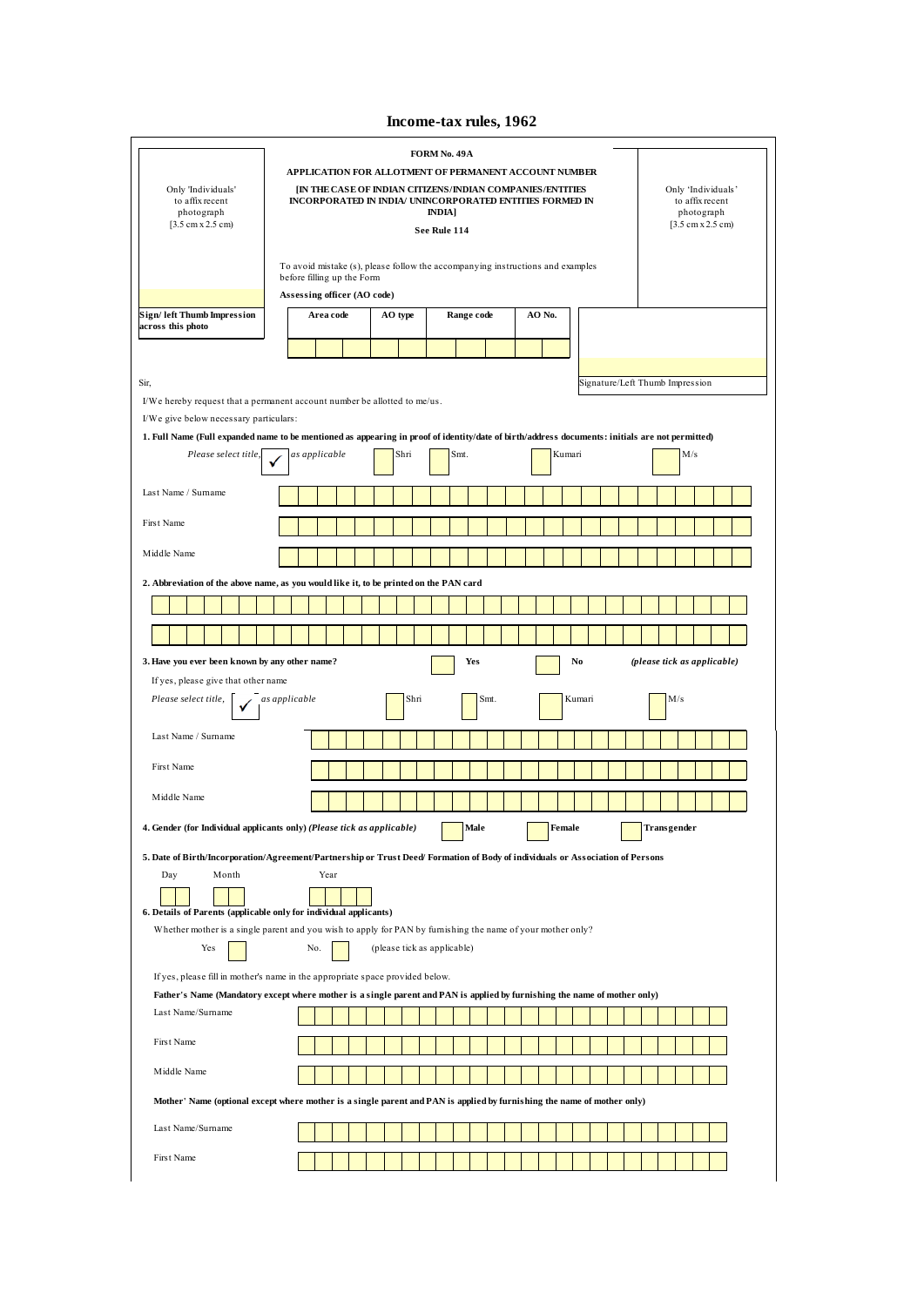# Income-tax rules, 1962

Only 'Individuals' to affix recent photograph [3.5 cm x 2.5 cm]

**FORM No. 49A**

**APPLICATION FOR ALLOTMENT OF PERMANENT ACCOUNT NUMBER**

**[IN THE CASE OF INDIAN CITIZENS/INDIAN COMPANIES/ENTITIES INCORPORATED IN INDIA/ UNINCORPORATED ENTITIES FORMED IN INDIA]**

**See Rule 114**

Only 'Individuals' to affix recent photograph [3.5 cm x 2.5 cm]

To avoid mistake (s), please follow the accompanying instructions and examples before filling up the Form

**Assessing officer (AO code)**

**Sign/ left Thumb Impression across this photo**

| Area code | AO type | Range code | AO No. |
|---|---|---|---|
| | | | |

Signature/Left Thumb Impression

Sir,

I/We hereby request that a permanent account number be allotted to me/us.

I/We give below necessary particulars:

**1. Full Name (Full expanded name to be mentioned as appearing in proof of identity/date of birth/address documents: initials are not permitted)**

*Please select title,* ✓ *as applicable* ☐ Shri ☐ Smt. ☐ Kumari ☐ M/s

Last Name / Surname

First Name

Middle Name

**2. Abbreviation of the above name, as you would like it, to be printed on the PAN card**

**3. Have you ever been known by any other name?** ☐ **Yes** ☐ **No** ***(please tick as applicable)***

If yes, please give that other name

*Please select title,* ✓ *as applicable* ☐ Shri ☐ Smt. ☐ Kumari ☐ M/s

Last Name / Surname

First Name

Middle Name

**4. Gender (for Individual applicants only)** ***(Please tick as applicable)*** ☐ **Male** ☐ **Female** ☐ **Transgender**

**5. Date of Birth/Incorporation/Agreement/Partnership or Trust Deed/ Formation of Body of individuals or Association of Persons**

Day Month Year

**6. Details of Parents (applicable only for individual applicants)**

Whether mother is a single parent and you wish to apply for PAN by furnishing the name of your mother only?

Yes ☐ No. ☐ (please tick as applicable)

If yes, please fill in mother's name in the appropriate space provided below.

**Father's Name (Mandatory except where mother is a single parent and PAN is applied by furnishing the name of mother only)**

Last Name/Surname

First Name

Middle Name

**Mother' Name (optional except where mother is a single parent and PAN is applied by furnishing the name of mother only)**

Last Name/Surname

First Name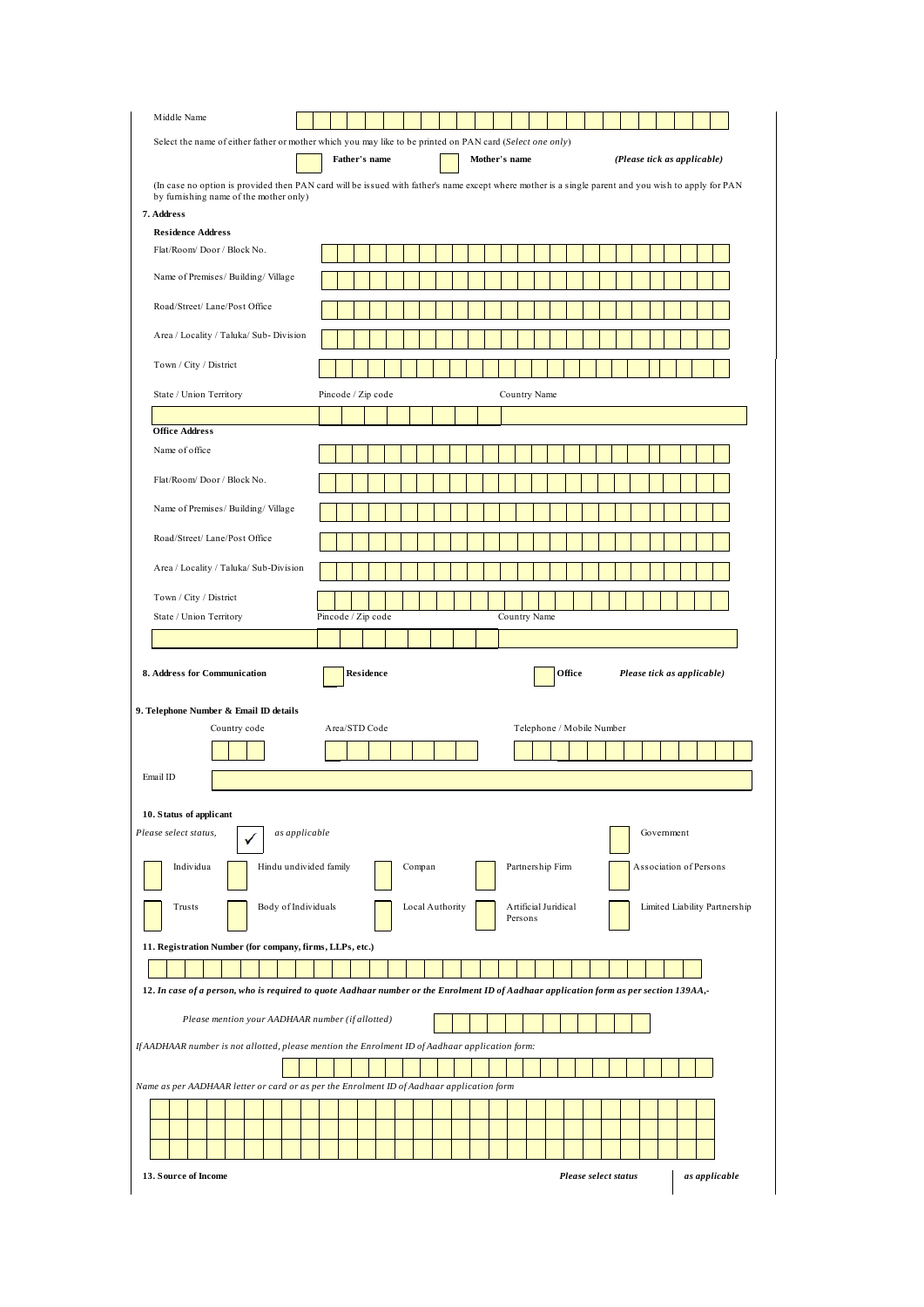Middle Name

Select the name of either father or mother which you may like to be printed on PAN card (*Select one only*)

☐ **Father's name** ☐ **Mother's name** ***(Please tick as applicable)***

(In case no option is provided then PAN card will be issued with father's name except where mother is a single parent and you wish to apply for PAN by furnishing name of the mother only)

**7. Address**

**Residence Address**

Flat/Room/ Door / Block No.

Name of Premises/ Building/ Village

Road/Street/ Lane/Post Office

Area / Locality / Taluka/ Sub- Division

Town / City / District

State / Union Territory Pincode / Zip code Country Name

**Office Address**

Name of office

Flat/Room/ Door / Block No.

Name of Premises/ Building/ Village

Road/Street/ Lane/Post Office

Area / Locality / Taluka/ Sub-Division

Town / City / District

State / Union Territory Pincode / Zip code Country Name

**8. Address for Communication** ☐ **Residence** ☐ **Office** ***Please tick as applicable)***

**9. Telephone Number & Email ID details**

Country code Area/STD Code Telephone / Mobile Number

Email ID

**10. Status of applicant**

*Please select status,* ✓ *as applicable*

☐ Government

☐ Individua ☐ Hindu undivided family ☐ Compan ☐ Partnership Firm ☐ Association of Persons

☐ Trusts ☐ Body of Individuals ☐ Local Authority ☐ Artificial Juridical Persons ☐ Limited Liability Partnership

**11. Registration Number (for company, firms, LLPs, etc.)**

***12. In case of a person, who is required to quote Aadhaar number or the Enrolment ID of Aadhaar application form as per section 139AA,-***

*Please mention your AADHAAR number (if allotted)*

*If AADHAAR number is not allotted, please mention the Enrolment ID of Aadhaar application form:*

*Name as per AADHAAR letter or card or as per the Enrolment ID of Aadhaar application form*

**13. Source of Income** ***Please select status*** ***as applicable***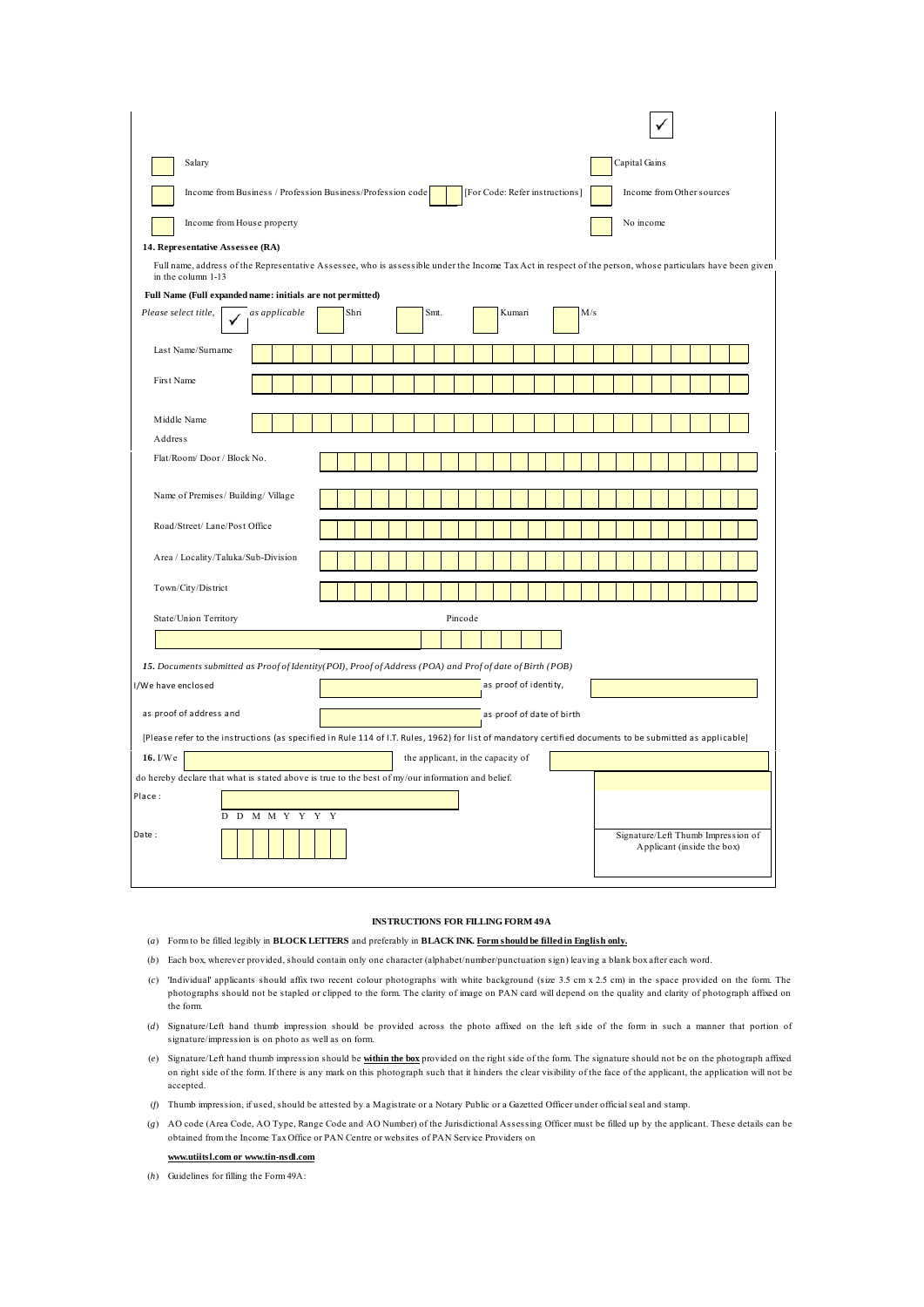✓

- [ ] Salary
- [ ] Capital Gains
- [ ] Income from Business / Profession Business/Profession code [For Code: Refer instructions]
- [ ] Income from Other sources
- [ ] Income from House property
- [ ] No income

**14. Representative Assessee (RA)**

Full name, address of the Representative Assessee, who is assessible under the Income Tax Act in respect of the person, whose particulars have been given in the column 1-13

**Full Name (Full expanded name: initials are not permitted)**

*Please select title,* ✓ *as applicable* Shri Smt. Kumari M/s

Last Name/Surname

First Name

Middle Name

Address

Flat/Room/ Door / Block No.

Name of Premises/ Building/ Village

Road/Street/ Lane/Post Office

Area / Locality/Taluka/Sub-Division

Town/City/District

State/Union Territory Pincode

*15. Documents submitted as Proof of Identity(POI), Proof of Address (POA) and Proof of date of Birth (POB)*

I/We have enclosed ______ as proof of identity, ______

as proof of address and ______ as proof of date of birth

[Please refer to the instructions (as specified in Rule 114 of I.T. Rules, 1962) for list of mandatory certified documents to be submitted as applicable]

**16.** I/We ______ the applicant, in the capacity of ______

do hereby declare that what is stated above is true to the best of my/our information and belief.

Place :

Date : D D M M Y Y Y Y

Signature/Left Thumb Impression of Applicant (inside the box)

**INSTRUCTIONS FOR FILLING FORM 49A**

(*a*) Form to be filled legibly in **BLOCK LETTERS** and preferably in **BLACK INK**. **Form should be filled in English only.**

(*b*) Each box, wherever provided, should contain only one character (alphabet/number/punctuation sign) leaving a blank box after each word.

(*c*) 'Individual' applicants should affix two recent colour photographs with white background (size 3.5 cm x 2.5 cm) in the space provided on the form. The photographs should not be stapled or clipped to the form. The clarity of image on PAN card will depend on the quality and clarity of photograph affixed on the form.

(*d*) Signature/Left hand thumb impression should be provided across the photo affixed on the left side of the form in such a manner that portion of signature/impression is on photo as well as on form.

(*e*) Signature/Left hand thumb impression should be **within the box** provided on the right side of the form. The signature should not be on the photograph affixed on right side of the form. If there is any mark on this photograph such that it hinders the clear visibility of the face of the applicant, the application will not be accepted.

(*f*) Thumb impression, if used, should be attested by a Magistrate or a Notary Public or a Gazetted Officer under official seal and stamp.

(*g*) AO code (Area Code, AO Type, Range Code and AO Number) of the Jurisdictional Assessing Officer must be filled up by the applicant. These details can be obtained from the Income Tax Office or PAN Centre or websites of PAN Service Providers on

**www.utiitsl.com or www.tin-nsdl.com**

(*h*) Guidelines for filling the Form 49A: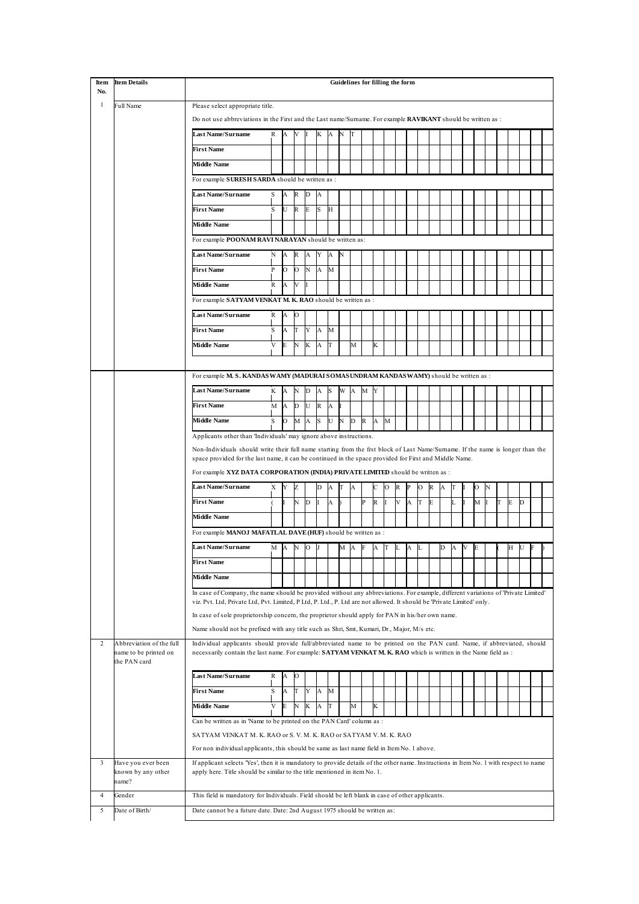| Item No. | Item Details | Guidelines for filling the form |
|---|---|---|
| 1 | Full Name | Please select appropriate title.<br><br>Do not use abbreviations in the First and the Last name/Surname. For example **RAVIKANT** should be written as :<br><br>**Last Name/Surname**: R A V I K A N T<br>**First Name**:<br>**Middle Name**:<br><br>For example **SURESH SARDA** should be written as :<br><br>**Last Name/Surname**: S A R D A<br>**First Name**: S U R E S H<br>**Middle Name**:<br><br>For example **POONAM RAVI NARAYAN** should be written as:<br><br>**Last Name/Surname**: N A R A Y A N<br>**First Name**: P O O N A M<br>**Middle Name**: R A V I<br><br>For example **SATYAM VENKAT M. K. RAO** should be written as :<br><br>**Last Name/Surname**: R A O<br>**First Name**: S A T Y A M<br>**Middle Name**: V E N K A T M K |
| | | For example **M. S. KANDASWAMY (MADURAI SOMASUNDRAM KANDASWAMY)** should be written as :<br><br>**Last Name/Surname**: K A N D A S W A M Y<br>**First Name**: M A D U R A I<br>**Middle Name**: S O M A S U N D R A M<br><br>Applicants other than 'Individuals' may ignore above instructions.<br><br>Non-Individuals should write their full name starting from the frst block of Last Name/Surname. If the name is longer than the space provided for the last name, it can be continued in the space provided for First and Middle Name.<br><br>For example **XYZ DATA CORPORATION (INDIA) PRIVATE LIMITED** should be written as :<br><br>**Last Name/Surname**: X Y Z D A T A C O R P O R A T I O N<br>**First Name**: ( I N D I A ) P R I V A T E L I M I T E D<br>**Middle Name**:<br><br>For example **MANOJ MAFATLAL DAVE (HUF)** should be written as :<br><br>**Last Name/Surname**: M A N O J M A F A T L A L D A V E ( H U F )<br>**First Name**:<br>**Middle Name**:<br><br>In case of Company, the name should be provided without any abbreviations. For example, different variations of 'Private Limited' viz. Pvt. Ltd, Private Ltd, Pvt. Limited, P Ltd, P. Ltd., P. Ltd are not allowed. It should be 'Private Limited' only.<br><br>In case of sole proprietorship concern, the proprietor should apply for PAN in his/her own name.<br><br>Name should not be prefixed with any title such as Shri, Smt, Kumari, Dr., Major, M/s etc. |
| 2 | Abbreviation of the full name to be printed on the PAN card | Individual applicants should provide full/abbreviated name to be printed on the PAN card. Name, if abbreviated, should necessarily contain the last name. For example: **SATYAM VENKAT M. K. RAO** which is written in the Name field as :<br><br>**Last Name/Surname**: R A O<br>**First Name**: S A T Y A M<br>**Middle Name**: V E N K A T M K<br><br>Can be written as in 'Name to be printed on the PAN Card' column as :<br><br>SATYAM VENKAT M. K. RAO or S. V. M. K. RAO or SATYAM V. M. K. RAO<br><br>For non individual applicants, this should be same as last name field in Item No. 1 above. |
| 3 | Have you ever been known by any other name? | If applicant selects 'Yes', then it is mandatory to provide details of the other name. Instructions in Item No. 1 with respect to name apply here. Title should be similar to the title mentioned in item No. 1. |
| 4 | Gender | This field is mandatory for Individuals. Field should be left blank in case of other applicants. |
| 5 | Date of Birth/ | Date cannot be a future date. Date: 2nd August 1975 should be written as: |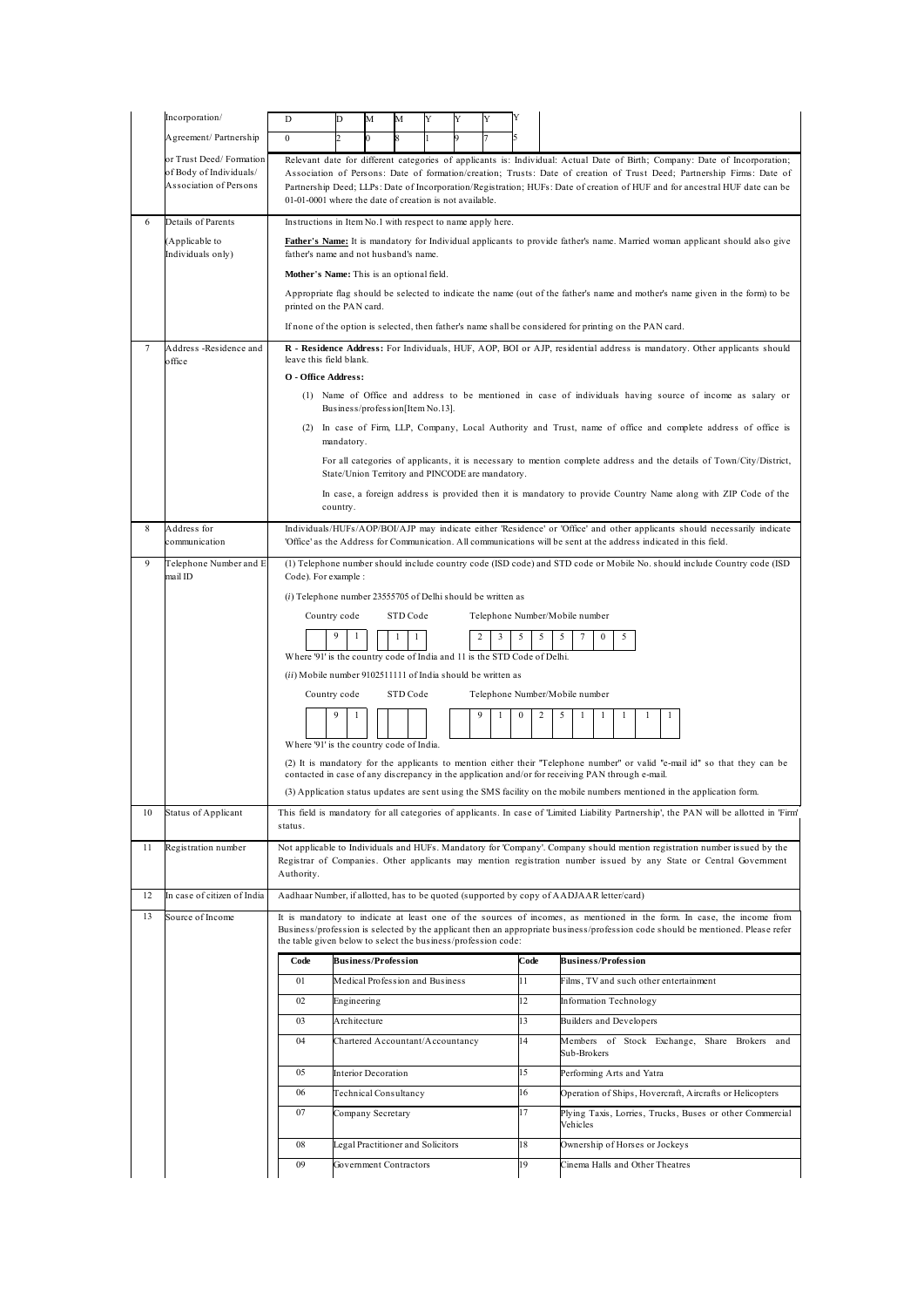| | | |
|---|---|---|
| | Incorporation/ Agreement/ Partnership or Trust Deed/ Formation of Body of Individuals/ Association of Persons | D D M M Y Y Y Y<br>0 2 0 8 1 9 7 5<br><br>Relevant date for different categories of applicants is: Individual: Actual Date of Birth; Company: Date of Incorporation; Association of Persons: Date of formation/creation; Trusts: Date of creation of Trust Deed; Partnership Firms: Date of Partnership Deed; LLPs: Date of Incorporation/Registration; HUFs: Date of creation of HUF and for ancestral HUF date can be 01-01-0001 where the date of creation is not available. |
| 6 | Details of Parents (Applicable to Individuals only) | Instructions in Item No.1 with respect to name apply here.<br><br>**Father's Name:** It is mandatory for Individual applicants to provide father's name. Married woman applicant should also give father's name and not husband's name.<br><br>**Mother's Name:** This is an optional field.<br><br>Appropriate flag should be selected to indicate the name (out of the father's name and mother's name given in the form) to be printed on the PAN card.<br><br>If none of the option is selected, then father's name shall be considered for printing on the PAN card. |
| 7 | Address -Residence and office | **R - Residence Address:** For Individuals, HUF, AOP, BOI or AJP, residential address is mandatory. Other applicants should leave this field blank.<br><br>**O - Office Address:**<br><br>(1) Name of Office and address to be mentioned in case of individuals having source of income as salary or Business/profession[Item No.13].<br><br>(2) In case of Firm, LLP, Company, Local Authority and Trust, name of office and complete address of office is mandatory.<br><br>For all categories of applicants, it is necessary to mention complete address and the details of Town/City/District, State/Union Territory and PINCODE are mandatory.<br><br>In case, a foreign address is provided then it is mandatory to provide Country Name along with ZIP Code of the country. |
| 8 | Address for communication | Individuals/HUFs/AOP/BOI/AJP may indicate either 'Residence' or 'Office' and other applicants should necessarily indicate 'Office' as the Address for Communication. All communications will be sent at the address indicated in this field. |
| 9 | Telephone Number and E mail ID | (1) Telephone number should include country code (ISD code) and STD code or Mobile No. should include Country code (ISD Code). For example :<br><br>(*i*) Telephone number 23555705 of Delhi should be written as<br><br>Country code: 9 1 &nbsp; STD Code: 1 1 &nbsp; Telephone Number/Mobile number: 2 3 5 5 5 7 0 5<br><br>Where '91' is the country code of India and 11 is the STD Code of Delhi.<br><br>(*ii*) Mobile number 9102511111 of India should be written as<br><br>Country code: 9 1 &nbsp; STD Code: &nbsp; Telephone Number/Mobile number: 9 1 0 2 5 1 1 1 1 1<br><br>Where '91' is the country code of India.<br><br>(2) It is mandatory for the applicants to mention either their "Telephone number" or valid "e-mail id" so that they can be contacted in case of any discrepancy in the application and/or for receiving PAN through e-mail.<br><br>(3) Application status updates are sent using the SMS facility on the mobile numbers mentioned in the application form. |
| 10 | Status of Applicant | This field is mandatory for all categories of applicants. In case of 'Limited Liability Partnership', the PAN will be allotted in 'Firm' status. |
| 11 | Registration number | Not applicable to Individuals and HUFs. Mandatory for 'Company'. Company should mention registration number issued by the Registrar of Companies. Other applicants may mention registration number issued by any State or Central Government Authority. |
| 12 | In case of citizen of India | Aadhaar Number, if allotted, has to be quoted (supported by copy of AADJAAR letter/card) |
| 13 | Source of Income | It is mandatory to indicate at least one of the sources of incomes, as mentioned in the form. In case, the income from Business/profession is selected by the applicant then an appropriate business/profession code should be mentioned. Please refer the table given below to select the business/profession code: |

| Code | Business/Profession | Code | Business/Profession |
|---|---|---|---|
| 01 | Medical Profession and Business | 11 | Films, TV and such other entertainment |
| 02 | Engineering | 12 | Information Technology |
| 03 | Architecture | 13 | Builders and Developers |
| 04 | Chartered Accountant/Accountancy | 14 | Members of Stock Exchange, Share Brokers and Sub-Brokers |
| 05 | Interior Decoration | 15 | Performing Arts and Yatra |
| 06 | Technical Consultancy | 16 | Operation of Ships, Hovercraft, Aircrafts or Helicopters |
| 07 | Company Secretary | 17 | Plying Taxis, Lorries, Trucks, Buses or other Commercial Vehicles |
| 08 | Legal Practitioner and Solicitors | 18 | Ownership of Horses or Jockeys |
| 09 | Government Contractors | 19 | Cinema Halls and Other Theatres |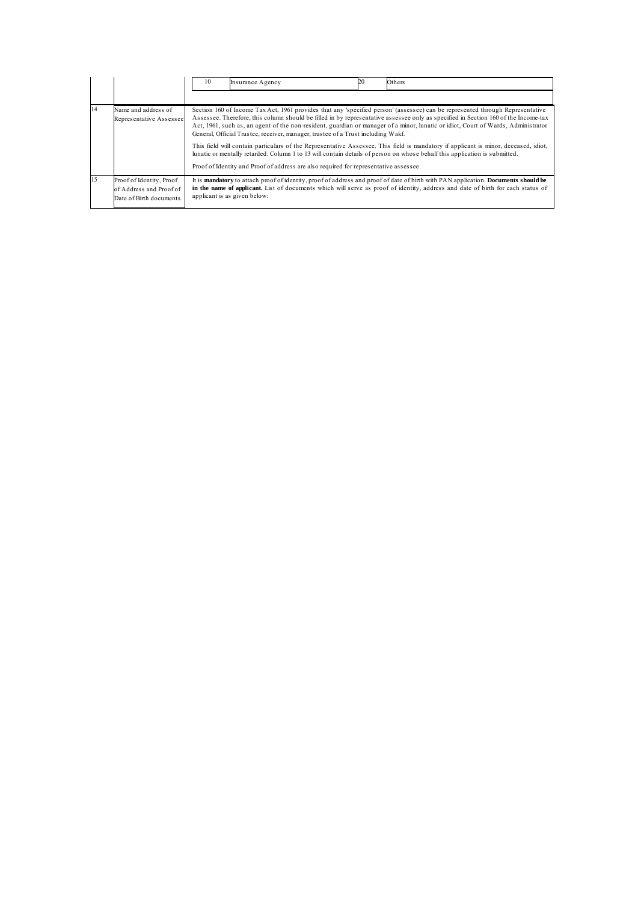|  |  |  |  |  |  |
|---|---|---|---|---|---|
|  |  | 10 | Insurance Agency | 20 | Others |
| 14 | Name and address of Representative Assessee | Section 160 of Income Tax Act, 1961 provides that any 'specified person' (assessee) can be represented through Representative Assessee. Therefore, this column should be filled in by representative assessee only as specified in Section 160 of the Income-tax Act, 1961, such as, an agent of the non-resident, guardian or manager of a minor, lunatic or idiot, Court of Wards, Administrator General, Official Trustee, receiver, manager, trustee of a Trust including Wakf.<br><br>This field will contain particulars of the Representative Assessee. This field is mandatory if applicant is minor, deceased, idiot, lunatic or mentally retarded. Column 1 to 13 will contain details of person on whose behalf this application is submitted.<br><br>Proof of Identity and Proof of address are also required for representative assessee. | | | |
| 15 | Proof of Identity, Proof of Address and Proof of Date of Birth documents. | It is **mandatory** to attach proof of identity, proof of address and proof of date of birth with PAN application. **Documents should be in the name of applicant.** List of documents which will serve as proof of identity, address and date of birth for each status of applicant is as given below: | | | |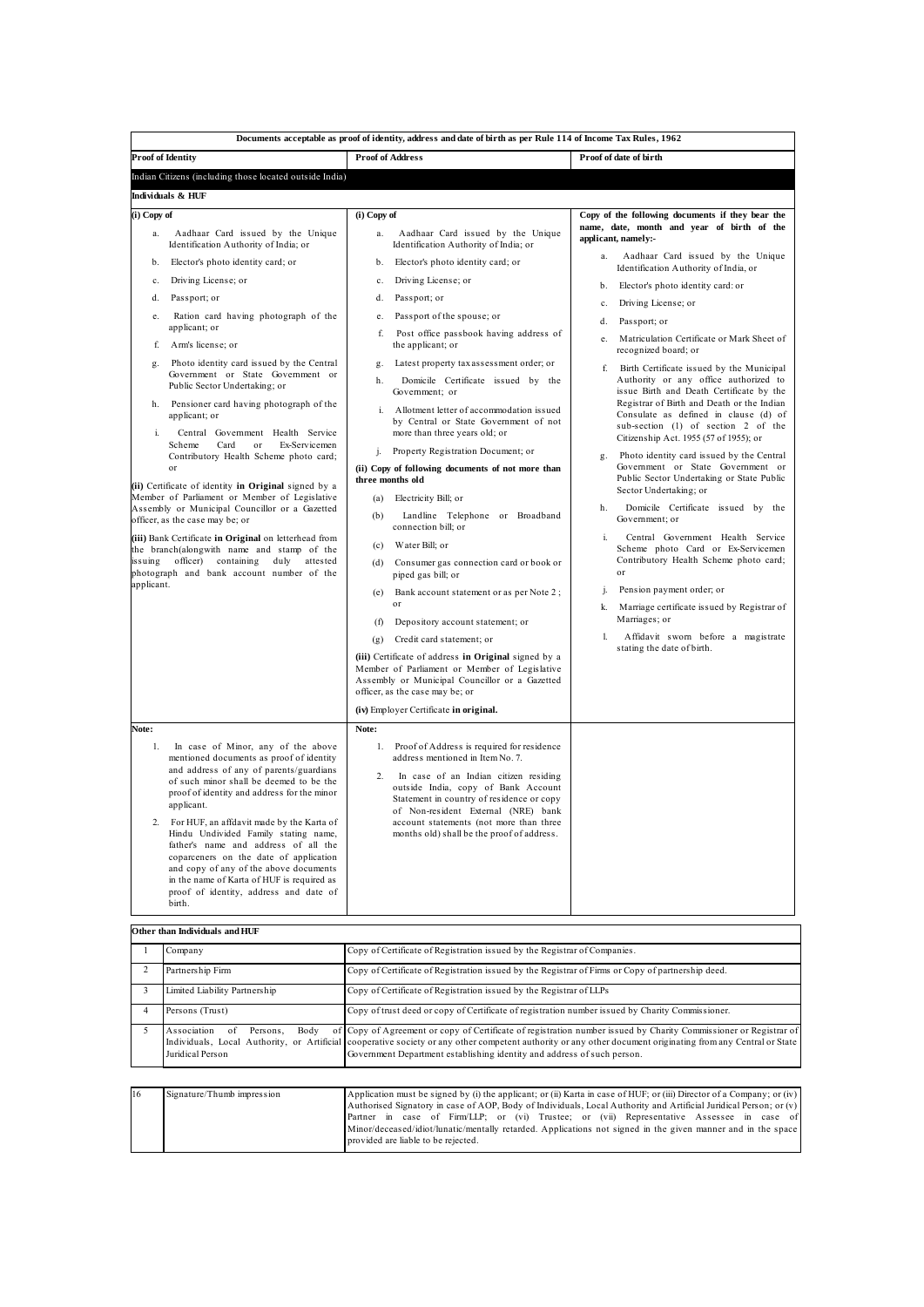## Documents acceptable as proof of identity, address and date of birth as per Rule 114 of Income Tax Rules, 1962

| Proof of Identity | Proof of Address | Proof of date of birth |
|---|---|---|
| **Indian Citizens (including those located outside India)** | | |
| **Individuals & HUF** | | |
| **(i) Copy of**<br>a. Aadhaar Card issued by the Unique Identification Authority of India; or<br>b. Elector's photo identity card; or<br>c. Driving License; or<br>d. Passport; or<br>e. Ration card having photograph of the applicant; or<br>f. Arm's license; or<br>g. Photo identity card issued by the Central Government or State Government or Public Sector Undertaking; or<br>h. Pensioner card having photograph of the applicant; or<br>i. Central Government Health Service Scheme Card or Ex-Servicemen Contributory Health Scheme photo card; or<br>**(ii)** Certificate of identity **in Original** signed by a Member of Parliament or Member of Legislative Assembly or Municipal Councillor or a Gazetted officer, as the case may be; or<br>**(iii)** Bank Certificate **in Original** on letterhead from the branch(alongwith name and stamp of the issuing officer) containing duly attested photograph and bank account number of the applicant. | **(i) Copy of**<br>a. Aadhaar Card issued by the Unique Identification Authority of India; or<br>b. Elector's photo identity card; or<br>c. Driving License; or<br>d. Passport; or<br>e. Passport of the spouse; or<br>f. Post office passbook having address of the applicant; or<br>g. Latest property tax assessment order; or<br>h. Domicile Certificate issued by the Government; or<br>i. Allotment letter of accommodation issued by Central or State Government of not more than three years old; or<br>j. Property Registration Document; or<br>**(ii) Copy of following documents of not more than three months old**<br>(a) Electricity Bill; or<br>(b) Landline Telephone or Broadband connection bill; or<br>(c) Water Bill; or<br>(d) Consumer gas connection card or book or piped gas bill; or<br>(e) Bank account statement or as per Note 2 ; or<br>(f) Depository account statement; or<br>(g) Credit card statement; or<br>**(iii)** Certificate of address **in Original** signed by a Member of Parliament or Member of Legislative Assembly or Municipal Councillor or a Gazetted officer, as the case may be; or<br>**(iv)** Employer Certificate **in original.** | **Copy of the following documents if they bear the name, date, month and year of birth of the applicant, namely:-**<br>a. Aadhaar Card issued by the Unique Identification Authority of India, or<br>b. Elector's photo identity card: or<br>c. Driving License; or<br>d. Passport; or<br>e. Matriculation Certificate or Mark Sheet of recognized board; or<br>f. Birth Certificate issued by the Municipal Authority or any office authorized to issue Birth and Death Certificate by the Registrar of Birth and Death or the Indian Consulate as defined in clause (d) of sub-section (1) of section 2 of the Citizenship Act. 1955 (57 of 1955); or<br>g. Photo identity card issued by the Central Government or State Government or Public Sector Undertaking or State Public Sector Undertaking; or<br>h. Domicile Certificate issued by the Government; or<br>i. Central Government Health Service Scheme photo Card or Ex-Servicemen Contributory Health Scheme photo card; or<br>j. Pension payment order; or<br>k. Marriage certificate issued by Registrar of Marriages; or<br>l. Affidavit sworn before a magistrate stating the date of birth. |
| **Note:**<br>1. In case of Minor, any of the above mentioned documents as proof of identity and address of any of parents/guardians of such minor shall be deemed to be the proof of identity and address for the minor applicant.<br>2. For HUF, an affdavit made by the Karta of Hindu Undivided Family stating name, father's name and address of all the coparceners on the date of application and copy of any of the above documents in the name of Karta of HUF is required as proof of identity, address and date of birth. | **Note:**<br>1. Proof of Address is required for residence address mentioned in Item No. 7.<br>2. In case of an Indian citizen residing outside India, copy of Bank Account Statement in country of residence or copy of Non-resident External (NRE) bank account statements (not more than three months old) shall be the proof of address. | |

**Other than Individuals and HUF**

| | | |
|---|---|---|
| 1 | Company | Copy of Certificate of Registration issued by the Registrar of Companies. |
| 2 | Partnership Firm | Copy of Certificate of Registration issued by the Registrar of Firms or Copy of partnership deed. |
| 3 | Limited Liability Partnership | Copy of Certificate of Registration issued by the Registrar of LLPs |
| 4 | Persons (Trust) | Copy of trust deed or copy of Certificate of registration number issued by Charity Commissioner. |
| 5 | Association of Persons, Body of Individuals, Local Authority, or Artificial Juridical Person | Copy of Agreement or copy of Certificate of registration number issued by Charity Commissioner or Registrar of cooperative society or any other competent authority or any other document originating from any Central or State Government Department establishing identity and address of such person. |

| | | |
|---|---|---|
| 16 | Signature/Thumb impression | Application must be signed by (i) the applicant; or (ii) Karta in case of HUF; or (iii) Director of a Company; or (iv) Authorised Signatory in case of AOP, Body of Individuals, Local Authority and Artificial Juridical Person; or (v) Partner in case of Firm/LLP; or (vi) Trustee; or (vii) Representative Assessee in case of Minor/deceased/idiot/lunatic/mentally retarded. Applications not signed in the given manner and in the space provided are liable to be rejected. |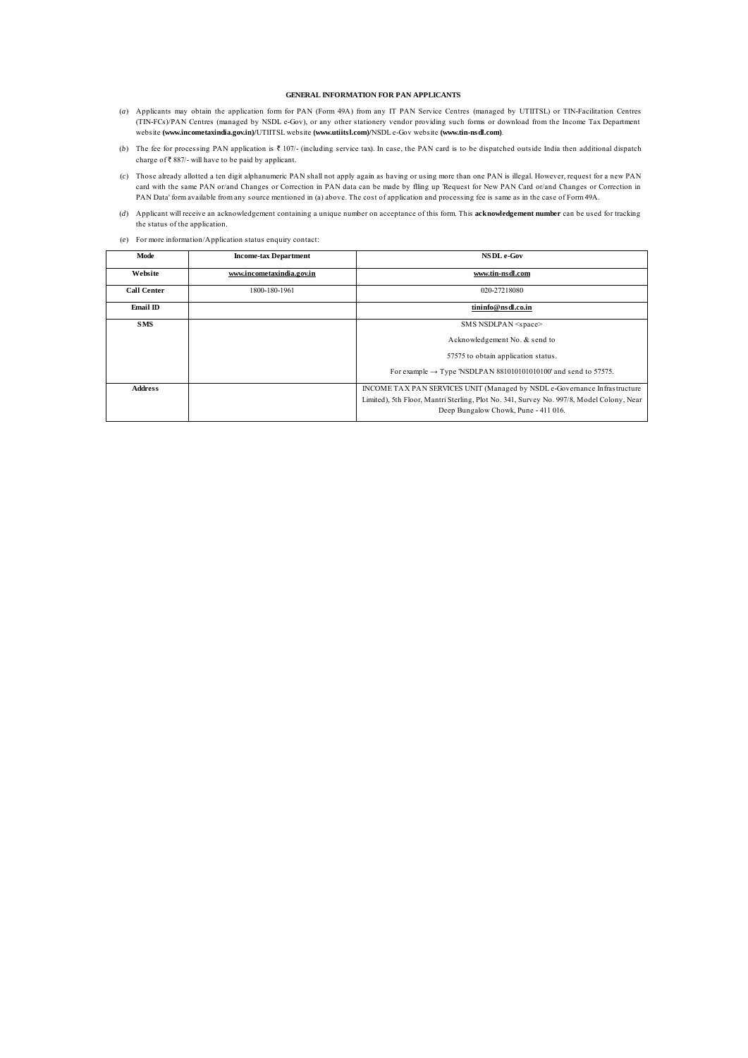## GENERAL INFORMATION FOR PAN APPLICANTS

(*a*) Applicants may obtain the application form for PAN (Form 49A) from any IT PAN Service Centres (managed by UTIITSL) or TIN-Facilitation Centres (TIN-FCs)/PAN Centres (managed by NSDL e-Gov), or any other stationery vendor providing such forms or download from the Income Tax Department website **(www.incometaxindia.gov.in)**/UTIITSL website **(www.utiitsl.com)**/NSDL e-Gov website **(www.tin-nsdl.com)**.

(*b*) The fee for processing PAN application is ₹ 107/- (including service tax). In case, the PAN card is to be dispatched outside India then additional dispatch charge of ₹ 887/- will have to be paid by applicant.

(*c*) Those already allotted a ten digit alphanumeric PAN shall not apply again as having or using more than one PAN is illegal. However, request for a new PAN card with the same PAN or/and Changes or Correction in PAN data can be made by flling up 'Request for New PAN Card or/and Changes or Correction in PAN Data' form available from any source mentioned in (a) above. The cost of application and processing fee is same as in the case of Form 49A.

(*d*) Applicant will receive an acknowledgement containing a unique number on acceptance of this form. This **acknowledgement number** can be used for tracking the status of the application.

(*e*) For more information/Application status enquiry contact:

| Mode | Income-tax Department | NSDL e-Gov |
|---|---|---|
| **Website** | www.incometaxindia.gov.in | www.tin-nsdl.com |
| **Call Center** | 1800-180-1961 | 020-27218080 |
| **Email ID** | | tininfo@nsdl.co.in |
| **SMS** | | SMS NSDLPAN <space> Acknowledgement No. & send to 57575 to obtain application status. For example → Type 'NSDLPAN 881010101010100' and send to 57575. |
| **Address** | | INCOME TAX PAN SERVICES UNIT (Managed by NSDL e-Governance Infrastructure Limited), 5th Floor, Mantri Sterling, Plot No. 341, Survey No. 997/8, Model Colony, Near Deep Bungalow Chowk, Pune - 411 016. |